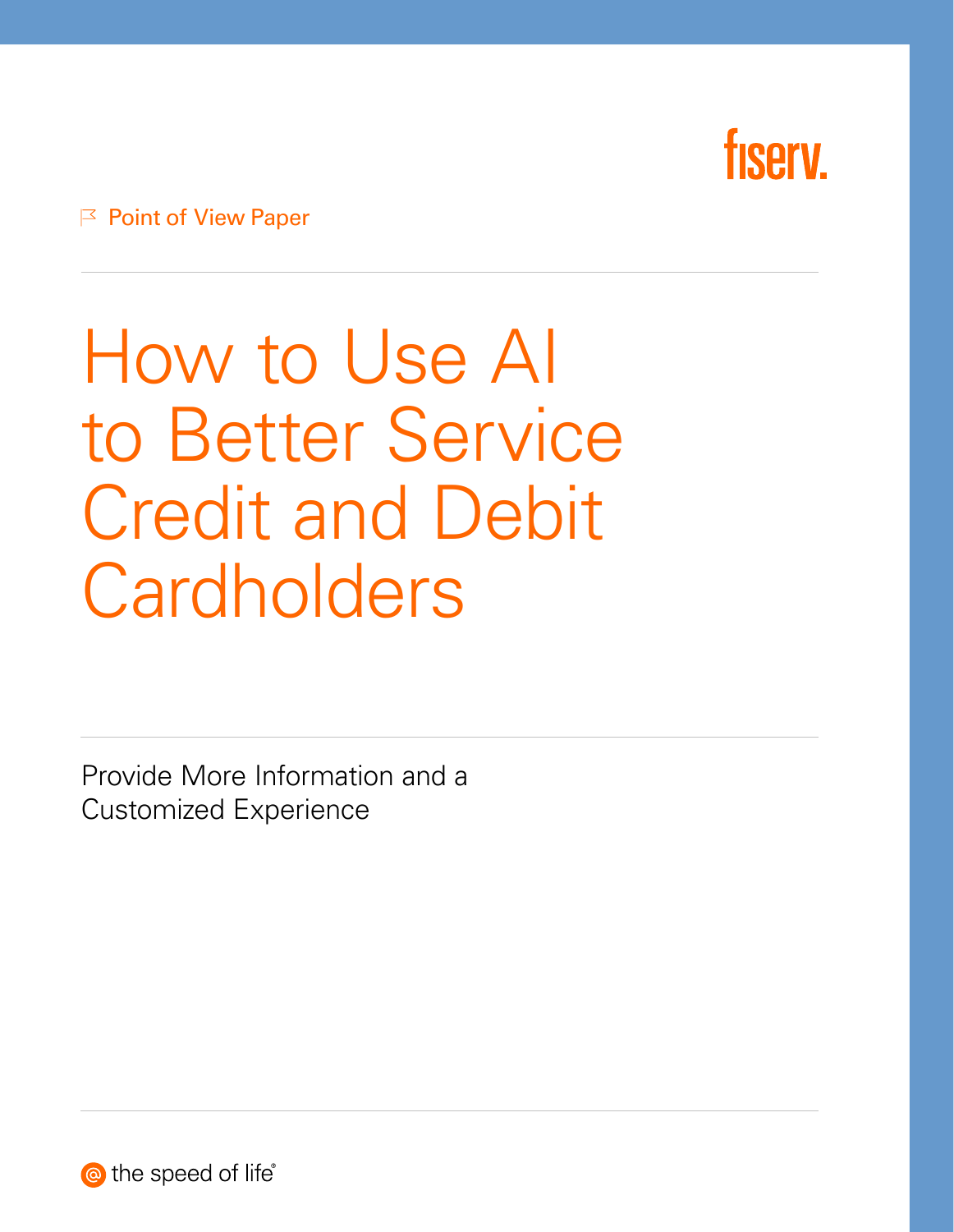fiserv.

Point of View Paper

# How to Use AI to Better Service Credit and Debit Cardholders

Provide More Information and a Customized Experience

the speed of life®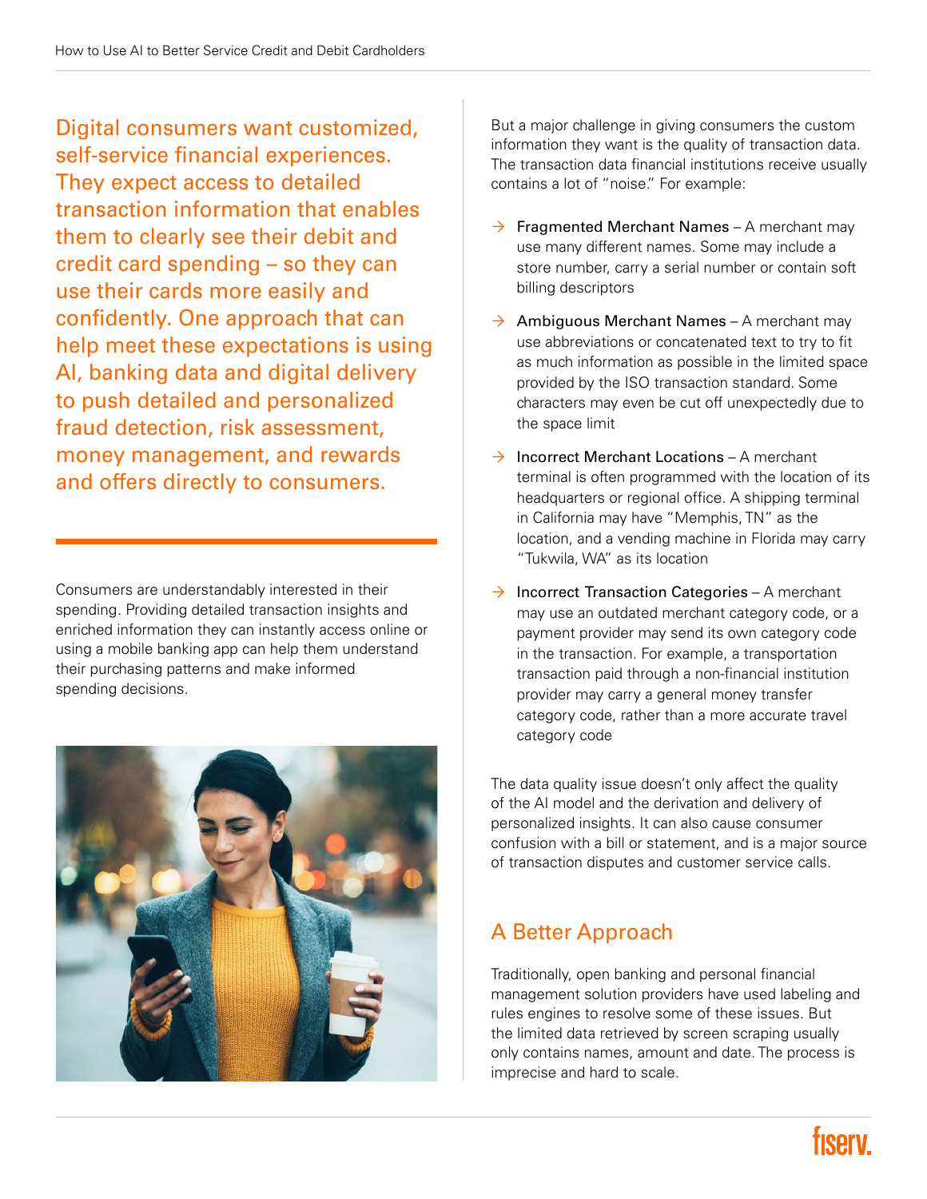Digital consumers want customized, self-service financial experiences. They expect access to detailed transaction information that enables them to clearly see their debit and credit card spending – so they can use their cards more easily and confidently. One approach that can help meet these expectations is using AI, banking data and digital delivery to push detailed and personalized fraud detection, risk assessment, money management, and rewards and offers directly to consumers.

Consumers are understandably interested in their spending. Providing detailed transaction insights and enriched information they can instantly access online or using a mobile banking app can help them understand their purchasing patterns and make informed spending decisions.

But a major challenge in giving consumers the custom information they want is the quality of transaction data. The transaction data financial institutions receive usually contains a lot of "noise." For example:

- Fragmented Merchant Names – A merchant may use many different names. Some may include a store number, carry a serial number or contain soft billing descriptors
- Ambiguous Merchant Names – A merchant may use abbreviations or concatenated text to try to fit as much information as possible in the limited space provided by the ISO transaction standard. Some characters may even be cut off unexpectedly due to the space limit
- Incorrect Merchant Locations – A merchant terminal is often programmed with the location of its headquarters or regional office. A shipping terminal in California may have "Memphis, TN" as the location, and a vending machine in Florida may carry "Tukwila, WA" as its location
- Incorrect Transaction Categories – A merchant may use an outdated merchant category code, or a payment provider may send its own category code in the transaction. For example, a transportation transaction paid through a non-financial institution provider may carry a general money transfer category code, rather than a more accurate travel category code

The data quality issue doesn't only affect the quality of the AI model and the derivation and delivery of personalized insights. It can also cause consumer confusion with a bill or statement, and is a major source of transaction disputes and customer service calls.

## A Better Approach

Traditionally, open banking and personal financial management solution providers have used labeling and rules engines to resolve some of these issues. But the limited data retrieved by screen scraping usually only contains names, amount and date. The process is imprecise and hard to scale.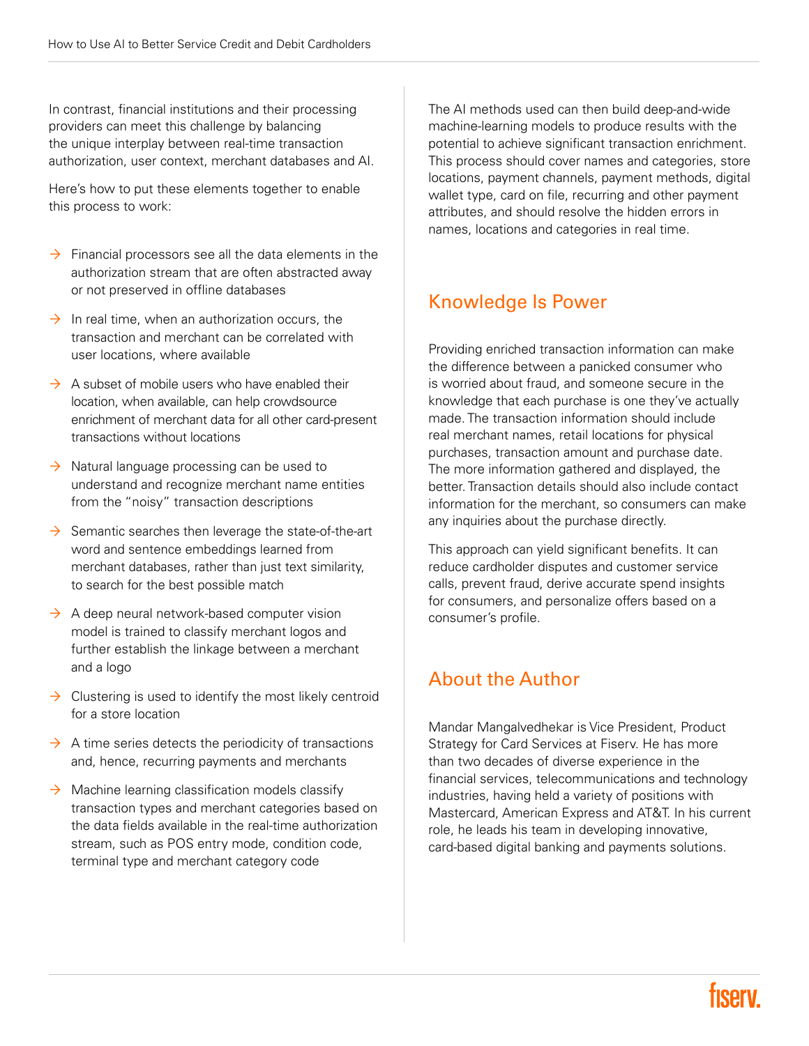In contrast, financial institutions and their processing providers can meet this challenge by balancing the unique interplay between real-time transaction authorization, user context, merchant databases and AI.

Here's how to put these elements together to enable this process to work:

- Financial processors see all the data elements in the authorization stream that are often abstracted away or not preserved in offline databases
- In real time, when an authorization occurs, the transaction and merchant can be correlated with user locations, where available
- A subset of mobile users who have enabled their location, when available, can help crowdsource enrichment of merchant data for all other card-present transactions without locations
- Natural language processing can be used to understand and recognize merchant name entities from the "noisy" transaction descriptions
- Semantic searches then leverage the state-of-the-art word and sentence embeddings learned from merchant databases, rather than just text similarity, to search for the best possible match
- A deep neural network-based computer vision model is trained to classify merchant logos and further establish the linkage between a merchant and a logo
- Clustering is used to identify the most likely centroid for a store location
- A time series detects the periodicity of transactions and, hence, recurring payments and merchants
- Machine learning classification models classify transaction types and merchant categories based on the data fields available in the real-time authorization stream, such as POS entry mode, condition code, terminal type and merchant category code

The AI methods used can then build deep-and-wide machine-learning models to produce results with the potential to achieve significant transaction enrichment. This process should cover names and categories, store locations, payment channels, payment methods, digital wallet type, card on file, recurring and other payment attributes, and should resolve the hidden errors in names, locations and categories in real time.

## Knowledge Is Power

Providing enriched transaction information can make the difference between a panicked consumer who is worried about fraud, and someone secure in the knowledge that each purchase is one they've actually made. The transaction information should include real merchant names, retail locations for physical purchases, transaction amount and purchase date. The more information gathered and displayed, the better. Transaction details should also include contact information for the merchant, so consumers can make any inquiries about the purchase directly.

This approach can yield significant benefits. It can reduce cardholder disputes and customer service calls, prevent fraud, derive accurate spend insights for consumers, and personalize offers based on a consumer's profile.

## About the Author

Mandar Mangalvedhekar is Vice President, Product Strategy for Card Services at Fiserv. He has more than two decades of diverse experience in the financial services, telecommunications and technology industries, having held a variety of positions with Mastercard, American Express and AT&T. In his current role, he leads his team in developing innovative, card-based digital banking and payments solutions.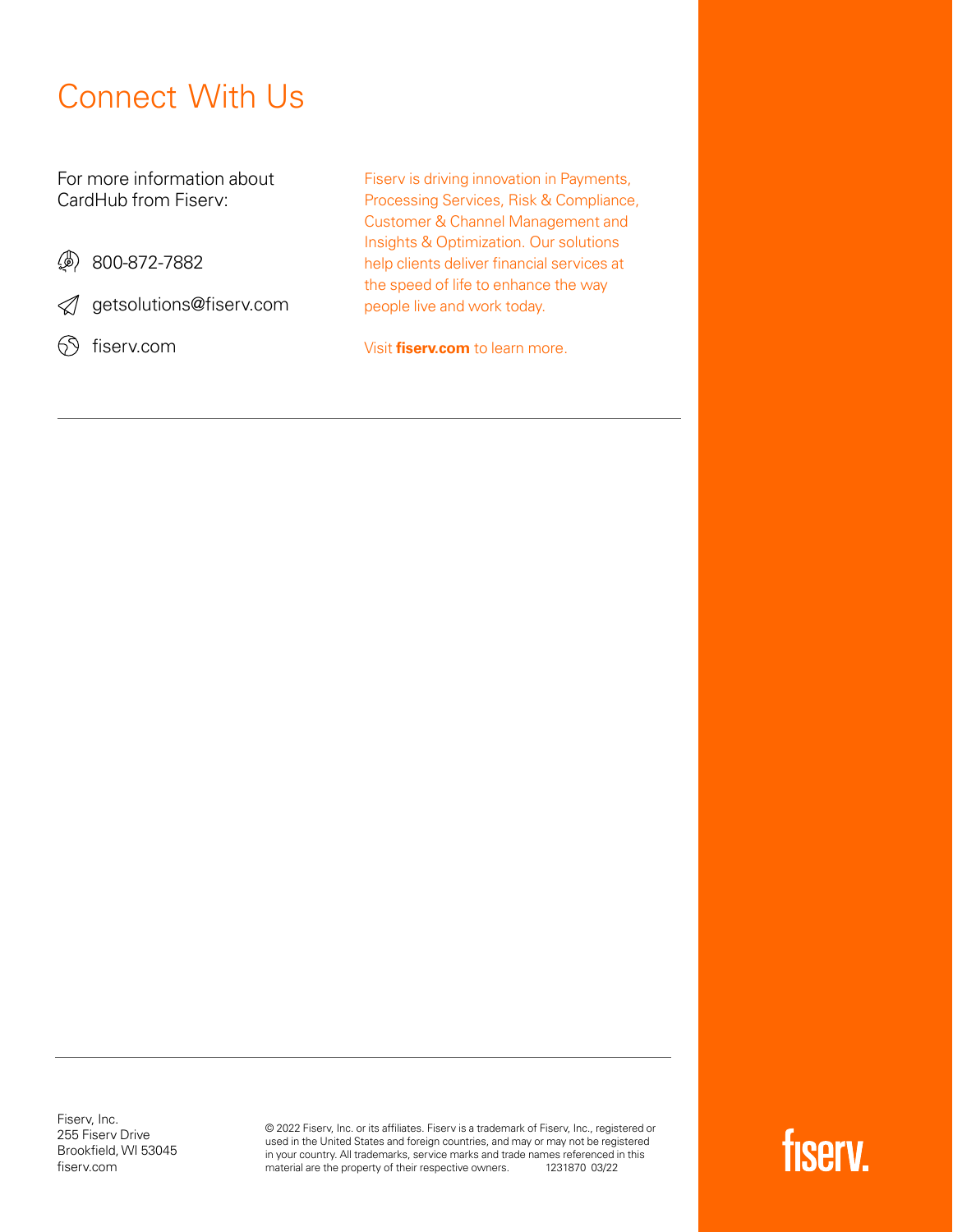# Connect With Us

For more information about CardHub from Fiserv:

800-872-7882

getsolutions@fiserv.com

fiserv.com

Fiserv is driving innovation in Payments, Processing Services, Risk & Compliance, Customer & Channel Management and Insights & Optimization. Our solutions help clients deliver financial services at the speed of life to enhance the way people live and work today.

Visit **fiserv.com** to learn more.

Fiserv, Inc.
255 Fiserv Drive
Brookfield, WI 53045
fiserv.com

© 2022 Fiserv, Inc. or its affiliates. Fiserv is a trademark of Fiserv, Inc., registered or used in the United States and foreign countries, and may or may not be registered in your country. All trademarks, service marks and trade names referenced in this material are the property of their respective owners. 1231870 03/22

fiserv.